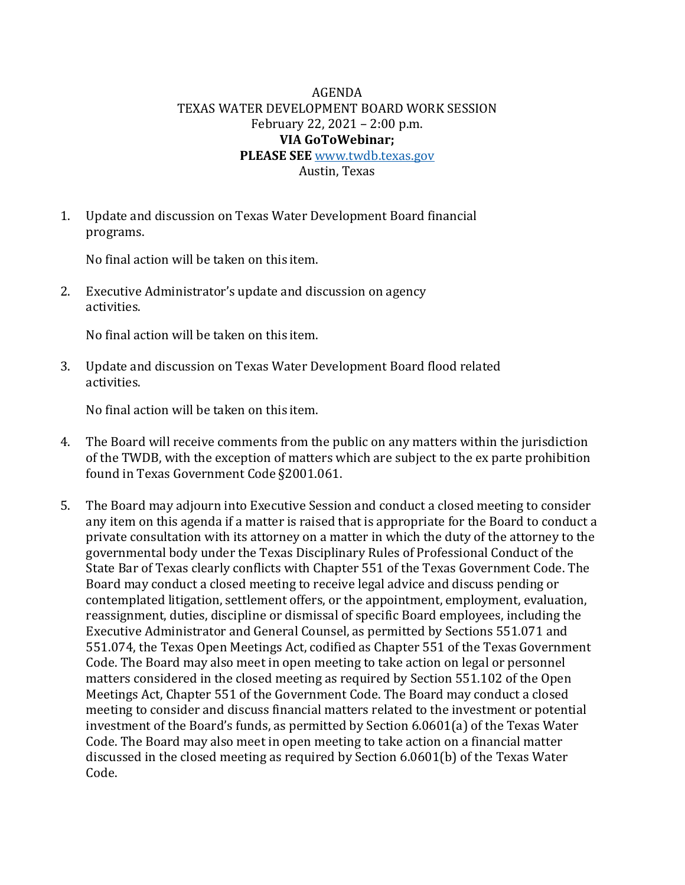AGENDA
TEXAS WATER DEVELOPMENT BOARD WORK SESSION
February 22, 2021 – 2:00 p.m.
**VIA GoToWebinar;**
**PLEASE SEE** [www.twdb.texas.gov](http://www.twdb.texas.gov)
Austin, Texas

1. Update and discussion on Texas Water Development Board financial programs.

   No final action will be taken on this item.

2. Executive Administrator's update and discussion on agency activities.

   No final action will be taken on this item.

3. Update and discussion on Texas Water Development Board flood related activities.

   No final action will be taken on this item.

4. The Board will receive comments from the public on any matters within the jurisdiction of the TWDB, with the exception of matters which are subject to the ex parte prohibition found in Texas Government Code §2001.061.

5. The Board may adjourn into Executive Session and conduct a closed meeting to consider any item on this agenda if a matter is raised that is appropriate for the Board to conduct a private consultation with its attorney on a matter in which the duty of the attorney to the governmental body under the Texas Disciplinary Rules of Professional Conduct of the State Bar of Texas clearly conflicts with Chapter 551 of the Texas Government Code. The Board may conduct a closed meeting to receive legal advice and discuss pending or contemplated litigation, settlement offers, or the appointment, employment, evaluation, reassignment, duties, discipline or dismissal of specific Board employees, including the Executive Administrator and General Counsel, as permitted by Sections 551.071 and 551.074, the Texas Open Meetings Act, codified as Chapter 551 of the Texas Government Code. The Board may also meet in open meeting to take action on legal or personnel matters considered in the closed meeting as required by Section 551.102 of the Open Meetings Act, Chapter 551 of the Government Code. The Board may conduct a closed meeting to consider and discuss financial matters related to the investment or potential investment of the Board's funds, as permitted by Section 6.0601(a) of the Texas Water Code. The Board may also meet in open meeting to take action on a financial matter discussed in the closed meeting as required by Section 6.0601(b) of the Texas Water Code.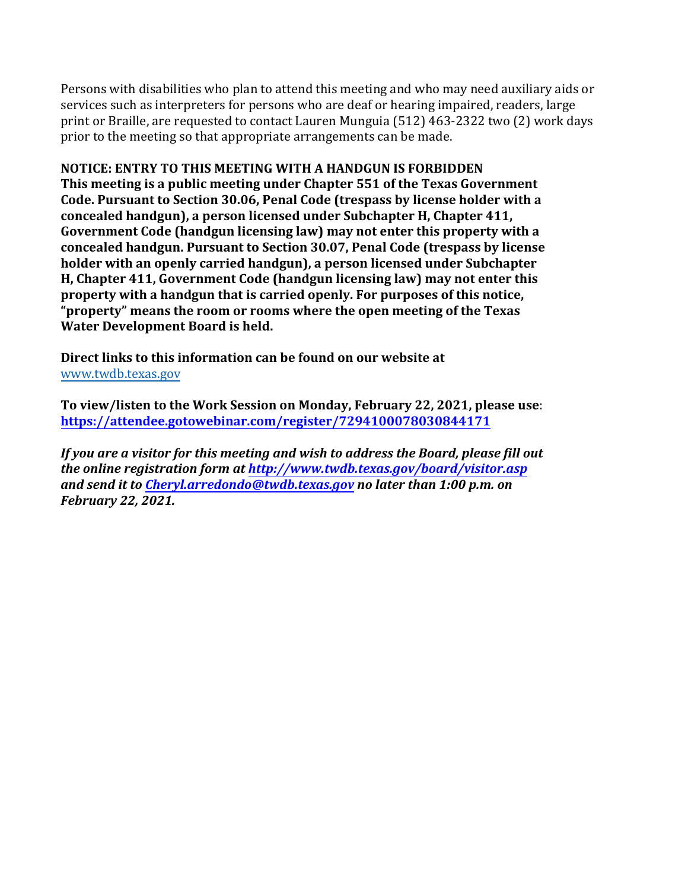Persons with disabilities who plan to attend this meeting and who may need auxiliary aids or services such as interpreters for persons who are deaf or hearing impaired, readers, large print or Braille, are requested to contact Lauren Munguia (512) 463-2322 two (2) work days prior to the meeting so that appropriate arrangements can be made.

**NOTICE: ENTRY TO THIS MEETING WITH A HANDGUN IS FORBIDDEN**
**This meeting is a public meeting under Chapter 551 of the Texas Government Code. Pursuant to Section 30.06, Penal Code (trespass by license holder with a concealed handgun), a person licensed under Subchapter H, Chapter 411, Government Code (handgun licensing law) may not enter this property with a concealed handgun. Pursuant to Section 30.07, Penal Code (trespass by license holder with an openly carried handgun), a person licensed under Subchapter H, Chapter 411, Government Code (handgun licensing law) may not enter this property with a handgun that is carried openly. For purposes of this notice, "property" means the room or rooms where the open meeting of the Texas Water Development Board is held.**

**Direct links to this information can be found on our website at**
www.twdb.texas.gov

**To view/listen to the Work Session on Monday, February 22, 2021, please use**:
**https://attendee.gotowebinar.com/register/7294100078030844171**

***If you are a visitor for this meeting and wish to address the Board, please fill out the online registration form at http://www.twdb.texas.gov/board/visitor.asp and send it to Cheryl.arredondo@twdb.texas.gov no later than 1:00 p.m. on February 22, 2021.***